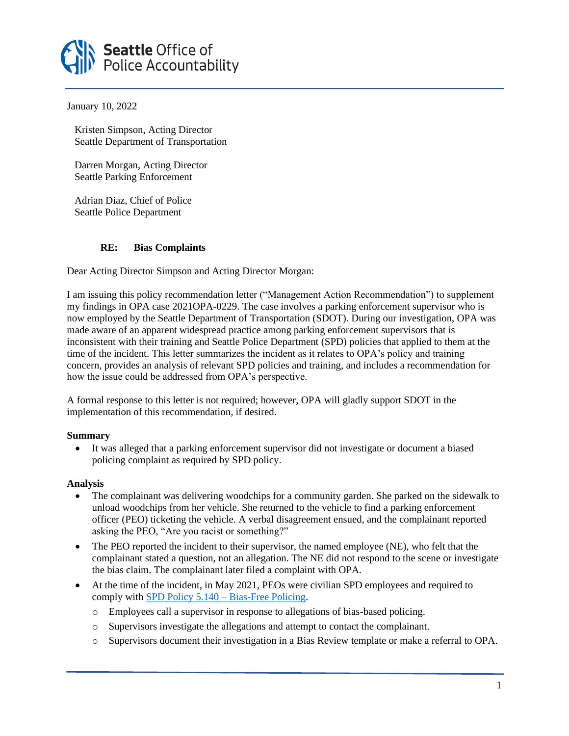**Seattle** Office of Police Accountability

January 10, 2022

Kristen Simpson, Acting Director
Seattle Department of Transportation

Darren Morgan, Acting Director
Seattle Parking Enforcement

Adrian Diaz, Chief of Police
Seattle Police Department

**RE: Bias Complaints**

Dear Acting Director Simpson and Acting Director Morgan:

I am issuing this policy recommendation letter ("Management Action Recommendation") to supplement my findings in OPA case 2021OPA-0229. The case involves a parking enforcement supervisor who is now employed by the Seattle Department of Transportation (SDOT). During our investigation, OPA was made aware of an apparent widespread practice among parking enforcement supervisors that is inconsistent with their training and Seattle Police Department (SPD) policies that applied to them at the time of the incident. This letter summarizes the incident as it relates to OPA's policy and training concern, provides an analysis of relevant SPD policies and training, and includes a recommendation for how the issue could be addressed from OPA's perspective.

A formal response to this letter is not required; however, OPA will gladly support SDOT in the implementation of this recommendation, if desired.

**Summary**

- It was alleged that a parking enforcement supervisor did not investigate or document a biased policing complaint as required by SPD policy.

**Analysis**

- The complainant was delivering woodchips for a community garden. She parked on the sidewalk to unload woodchips from her vehicle. She returned to the vehicle to find a parking enforcement officer (PEO) ticketing the vehicle. A verbal disagreement ensued, and the complainant reported asking the PEO, "Are you racist or something?"
- The PEO reported the incident to their supervisor, the named employee (NE), who felt that the complainant stated a question, not an allegation. The NE did not respond to the scene or investigate the bias claim. The complainant later filed a complaint with OPA.
- At the time of the incident, in May 2021, PEOs were civilian SPD employees and required to comply with SPD Policy 5.140 – Bias-Free Policing.
  - Employees call a supervisor in response to allegations of bias-based policing.
  - Supervisors investigate the allegations and attempt to contact the complainant.
  - Supervisors document their investigation in a Bias Review template or make a referral to OPA.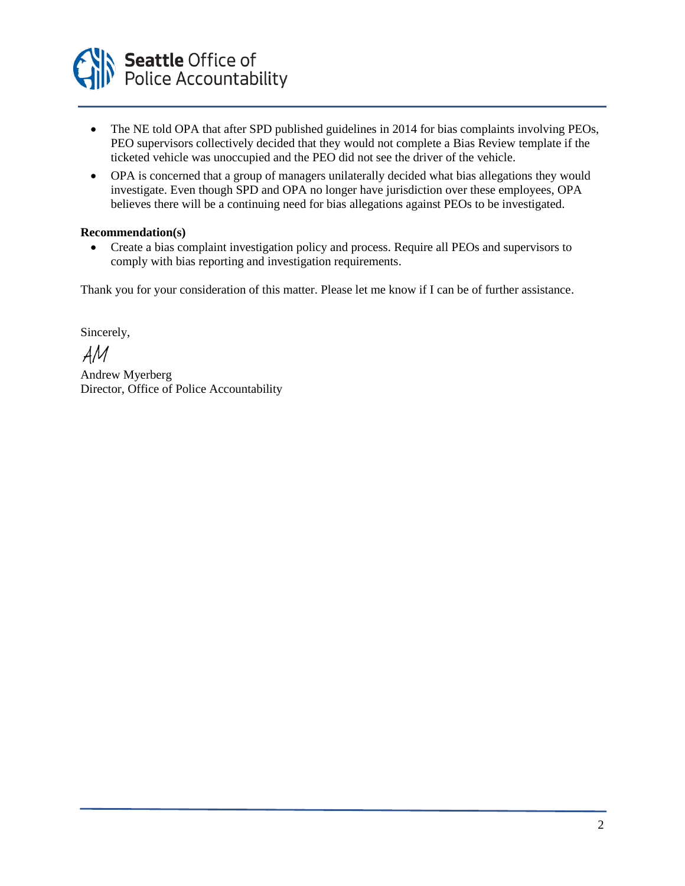- The NE told OPA that after SPD published guidelines in 2014 for bias complaints involving PEOs, PEO supervisors collectively decided that they would not complete a Bias Review template if the ticketed vehicle was unoccupied and the PEO did not see the driver of the vehicle.
- OPA is concerned that a group of managers unilaterally decided what bias allegations they would investigate. Even though SPD and OPA no longer have jurisdiction over these employees, OPA believes there will be a continuing need for bias allegations against PEOs to be investigated.

**Recommendation(s)**

- Create a bias complaint investigation policy and process. Require all PEOs and supervisors to comply with bias reporting and investigation requirements.

Thank you for your consideration of this matter. Please let me know if I can be of further assistance.

Sincerely,

AM

Andrew Myerberg
Director, Office of Police Accountability